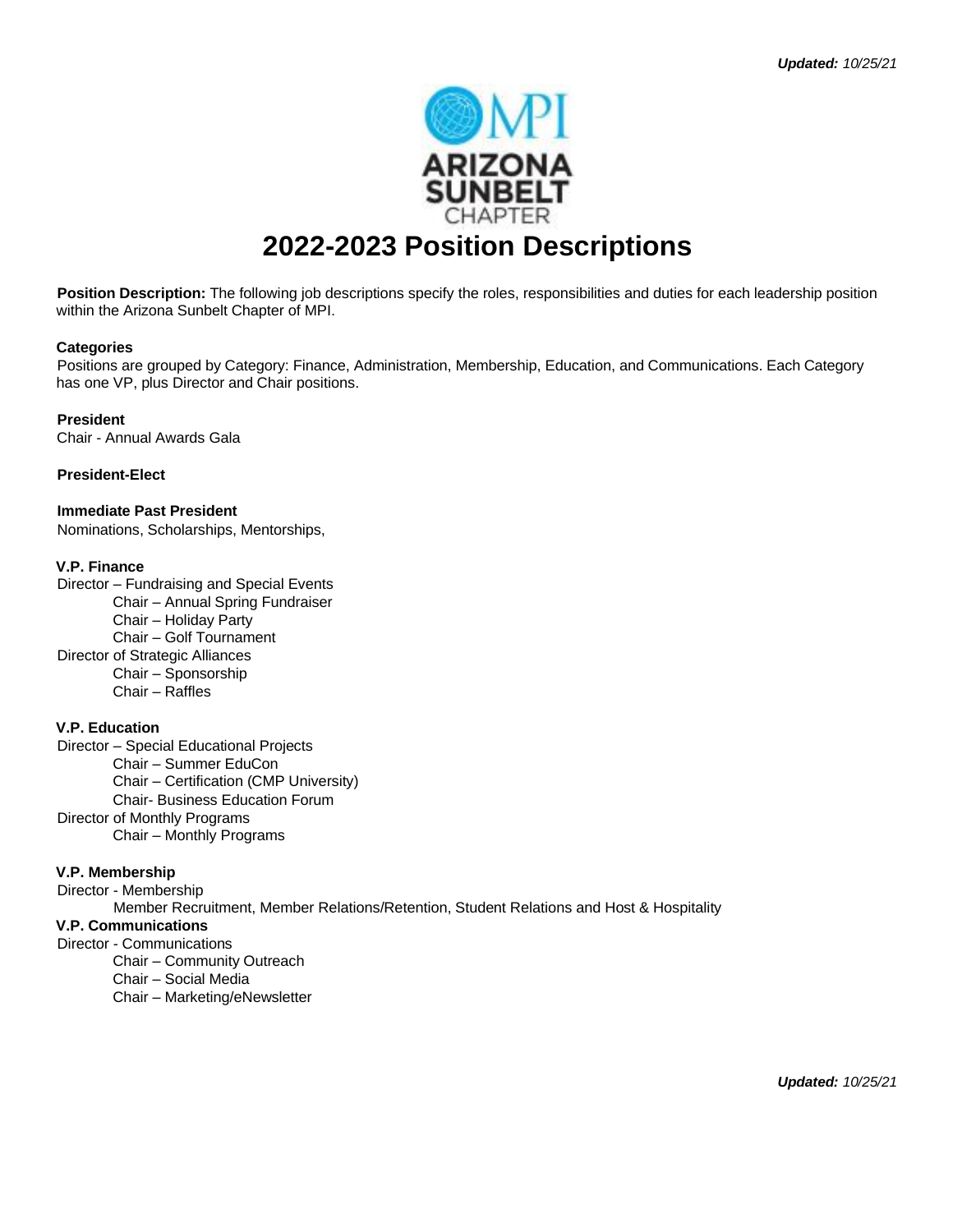*Updated: 10/25/21*

MPI ARIZONA SUNBELT CHAPTER

# 2022-2023 Position Descriptions

**Position Description:** The following job descriptions specify the roles, responsibilities and duties for each leadership position within the Arizona Sunbelt Chapter of MPI.

**Categories**
Positions are grouped by Category: Finance, Administration, Membership, Education, and Communications. Each Category has one VP, plus Director and Chair positions.

**President**
Chair - Annual Awards Gala

**President-Elect**

**Immediate Past President**
Nominations, Scholarships, Mentorships,

**V.P. Finance**
- Director – Fundraising and Special Events
  - Chair – Annual Spring Fundraiser
  - Chair – Holiday Party
  - Chair – Golf Tournament
- Director of Strategic Alliances
  - Chair – Sponsorship
  - Chair – Raffles

**V.P. Education**
- Director – Special Educational Projects
  - Chair – Summer EduCon
  - Chair – Certification (CMP University)
  - Chair- Business Education Forum
- Director of Monthly Programs
  - Chair – Monthly Programs

**V.P. Membership**
- Director - Membership
  - Member Recruitment, Member Relations/Retention, Student Relations and Host & Hospitality

**V.P. Communications**
- Director - Communications
  - Chair – Community Outreach
  - Chair – Social Media
  - Chair – Marketing/eNewsletter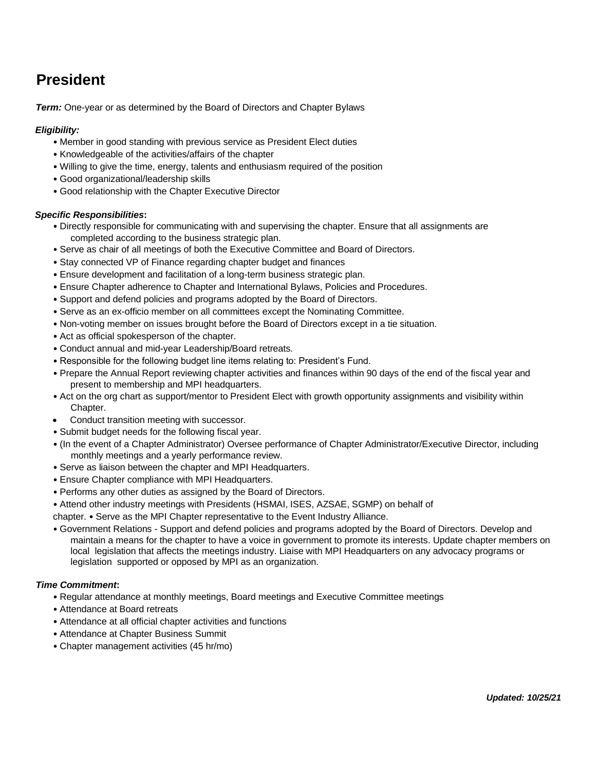# President

***Term:*** One-year or as determined by the Board of Directors and Chapter Bylaws

***Eligibility:***

- Member in good standing with previous service as President Elect duties
- Knowledgeable of the activities/affairs of the chapter
- Willing to give the time, energy, talents and enthusiasm required of the position
- Good organizational/leadership skills
- Good relationship with the Chapter Executive Director

***Specific Responsibilities*:**

- Directly responsible for communicating with and supervising the chapter. Ensure that all assignments are completed according to the business strategic plan.
- Serve as chair of all meetings of both the Executive Committee and Board of Directors.
- Stay connected VP of Finance regarding chapter budget and finances
- Ensure development and facilitation of a long-term business strategic plan.
- Ensure Chapter adherence to Chapter and International Bylaws, Policies and Procedures.
- Support and defend policies and programs adopted by the Board of Directors.
- Serve as an ex-officio member on all committees except the Nominating Committee.
- Non-voting member on issues brought before the Board of Directors except in a tie situation.
- Act as official spokesperson of the chapter.
- Conduct annual and mid-year Leadership/Board retreats.
- Responsible for the following budget line items relating to: President's Fund.
- Prepare the Annual Report reviewing chapter activities and finances within 90 days of the end of the fiscal year and present to membership and MPI headquarters.
- Act on the org chart as support/mentor to President Elect with growth opportunity assignments and visibility within Chapter.
- Conduct transition meeting with successor.
- Submit budget needs for the following fiscal year.
- (In the event of a Chapter Administrator) Oversee performance of Chapter Administrator/Executive Director, including monthly meetings and a yearly performance review.
- Serve as liaison between the chapter and MPI Headquarters.
- Ensure Chapter compliance with MPI Headquarters.
- Performs any other duties as assigned by the Board of Directors.
- Attend other industry meetings with Presidents (HSMAI, ISES, AZSAE, SGMP) on behalf of chapter. • Serve as the MPI Chapter representative to the Event Industry Alliance.
- Government Relations - Support and defend policies and programs adopted by the Board of Directors. Develop and maintain a means for the chapter to have a voice in government to promote its interests. Update chapter members on local legislation that affects the meetings industry. Liaise with MPI Headquarters on any advocacy programs or legislation supported or opposed by MPI as an organization.

***Time Commitment*:**

- Regular attendance at monthly meetings, Board meetings and Executive Committee meetings
- Attendance at Board retreats
- Attendance at all official chapter activities and functions
- Attendance at Chapter Business Summit
- Chapter management activities (45 hr/mo)

***Updated: 10/25/21***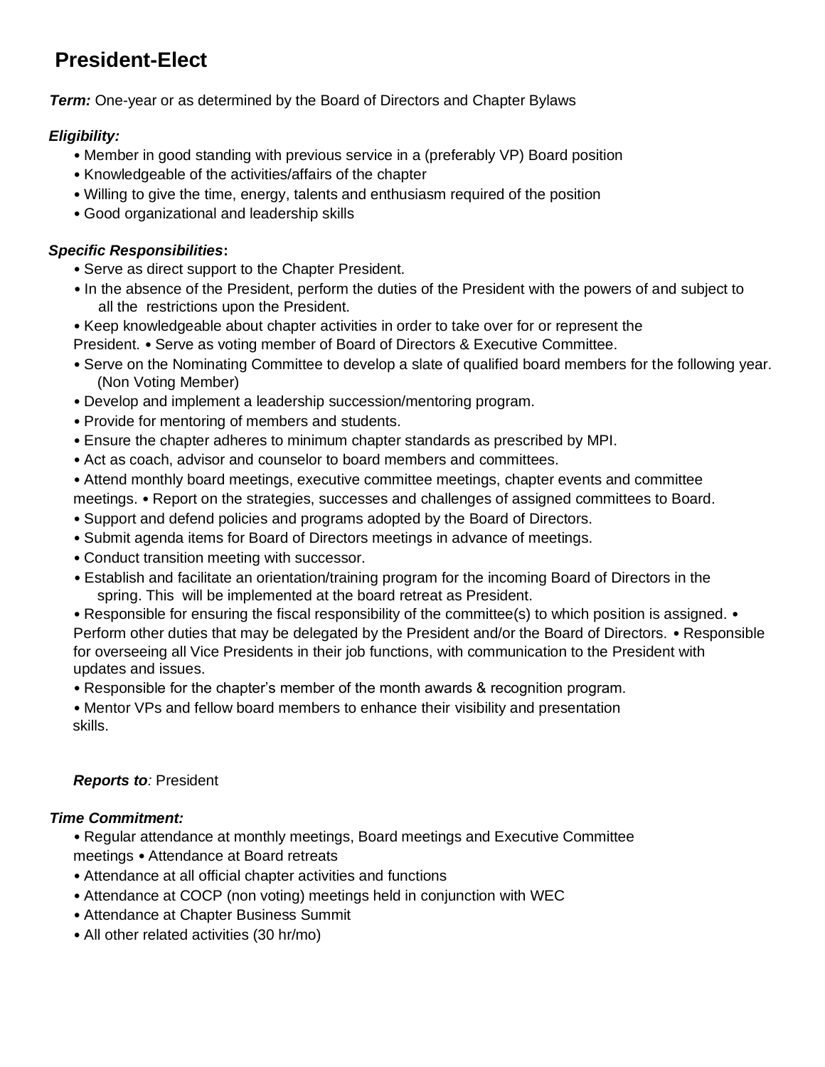## President-Elect

***Term:*** One-year or as determined by the Board of Directors and Chapter Bylaws

***Eligibility:***

- Member in good standing with previous service in a (preferably VP) Board position
- Knowledgeable of the activities/affairs of the chapter
- Willing to give the time, energy, talents and enthusiasm required of the position
- Good organizational and leadership skills

***Specific Responsibilities*:**

- Serve as direct support to the Chapter President.
- In the absence of the President, perform the duties of the President with the powers of and subject to all the restrictions upon the President.
- Keep knowledgeable about chapter activities in order to take over for or represent the President.
- Serve as voting member of Board of Directors & Executive Committee.
- Serve on the Nominating Committee to develop a slate of qualified board members for the following year. (Non Voting Member)
- Develop and implement a leadership succession/mentoring program.
- Provide for mentoring of members and students.
- Ensure the chapter adheres to minimum chapter standards as prescribed by MPI.
- Act as coach, advisor and counselor to board members and committees.
- Attend monthly board meetings, executive committee meetings, chapter events and committee meetings.
- Report on the strategies, successes and challenges of assigned committees to Board.
- Support and defend policies and programs adopted by the Board of Directors.
- Submit agenda items for Board of Directors meetings in advance of meetings.
- Conduct transition meeting with successor.
- Establish and facilitate an orientation/training program for the incoming Board of Directors in the spring. This will be implemented at the board retreat as President.
- Responsible for ensuring the fiscal responsibility of the committee(s) to which position is assigned.
- Perform other duties that may be delegated by the President and/or the Board of Directors.
- Responsible for overseeing all Vice Presidents in their job functions, with communication to the President with updates and issues.
- Responsible for the chapter's member of the month awards & recognition program.
- Mentor VPs and fellow board members to enhance their visibility and presentation skills.

***Reports to****:* President

***Time Commitment:***

- Regular attendance at monthly meetings, Board meetings and Executive Committee meetings
- Attendance at Board retreats
- Attendance at all official chapter activities and functions
- Attendance at COCP (non voting) meetings held in conjunction with WEC
- Attendance at Chapter Business Summit
- All other related activities (30 hr/mo)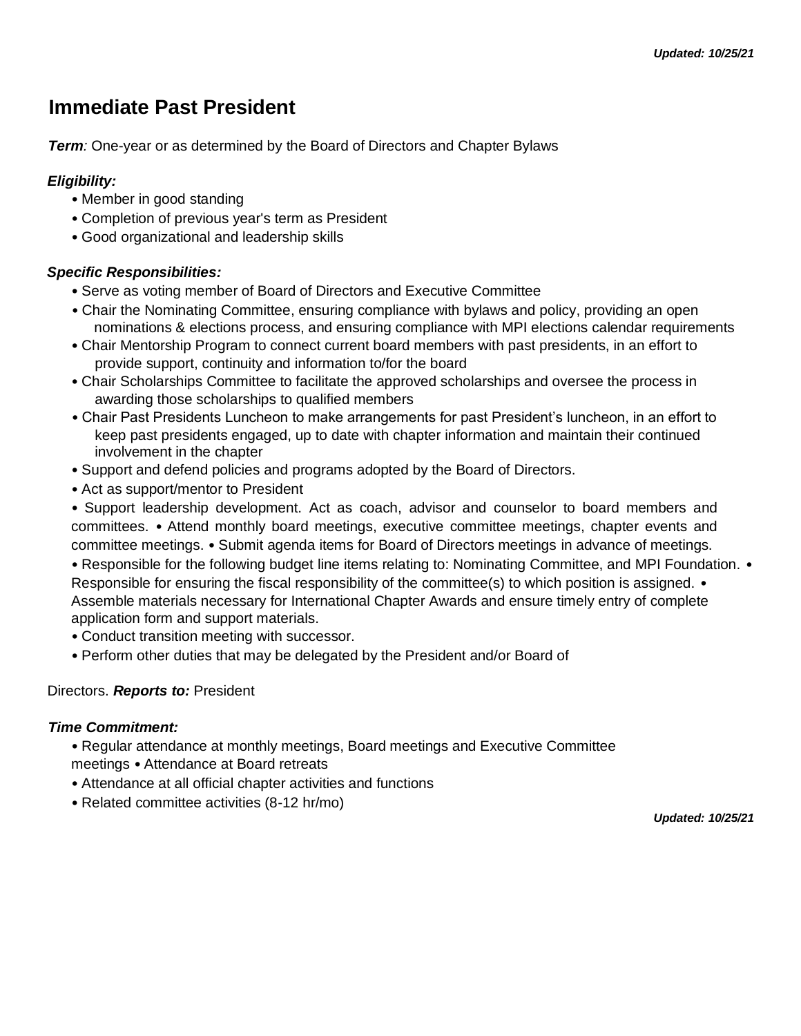# Immediate Past President

***Term**:* One-year or as determined by the Board of Directors and Chapter Bylaws

***Eligibility:***

- Member in good standing
- Completion of previous year's term as President
- Good organizational and leadership skills

***Specific Responsibilities:***

- Serve as voting member of Board of Directors and Executive Committee
- Chair the Nominating Committee, ensuring compliance with bylaws and policy, providing an open nominations & elections process, and ensuring compliance with MPI elections calendar requirements
- Chair Mentorship Program to connect current board members with past presidents, in an effort to provide support, continuity and information to/for the board
- Chair Scholarships Committee to facilitate the approved scholarships and oversee the process in awarding those scholarships to qualified members
- Chair Past Presidents Luncheon to make arrangements for past President's luncheon, in an effort to keep past presidents engaged, up to date with chapter information and maintain their continued involvement in the chapter
- Support and defend policies and programs adopted by the Board of Directors.
- Act as support/mentor to President
- Support leadership development. Act as coach, advisor and counselor to board members and committees.
- Attend monthly board meetings, executive committee meetings, chapter events and committee meetings.
- Submit agenda items for Board of Directors meetings in advance of meetings.
- Responsible for the following budget line items relating to: Nominating Committee, and MPI Foundation.
- Responsible for ensuring the fiscal responsibility of the committee(s) to which position is assigned.
- Assemble materials necessary for International Chapter Awards and ensure timely entry of complete application form and support materials.
- Conduct transition meeting with successor.
- Perform other duties that may be delegated by the President and/or Board of Directors.

***Reports to:*** President

***Time Commitment:***

- Regular attendance at monthly meetings, Board meetings and Executive Committee meetings
- Attendance at Board retreats
- Attendance at all official chapter activities and functions
- Related committee activities (8-12 hr/mo)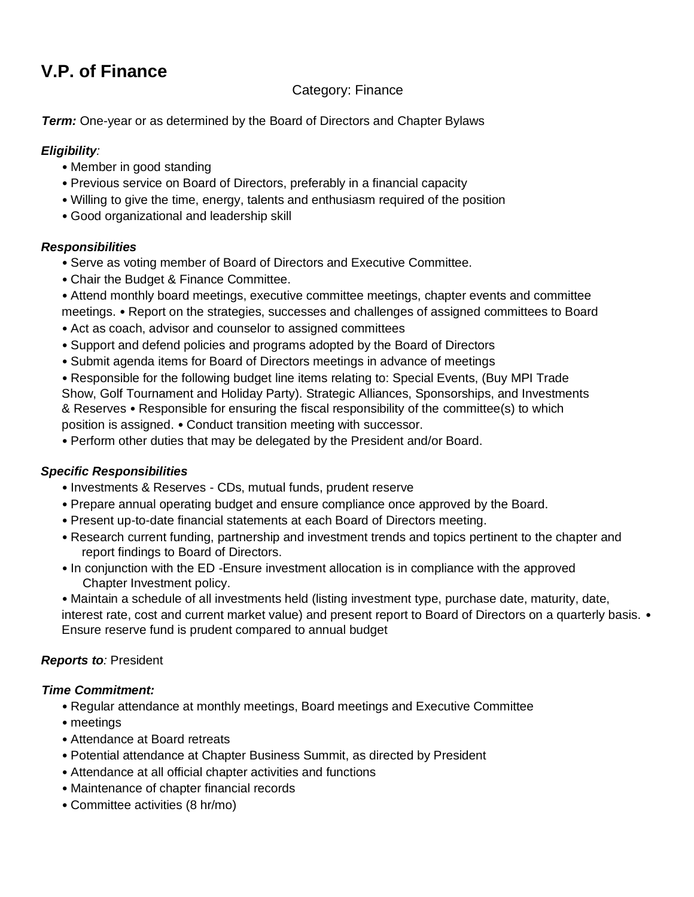# V.P. of Finance

Category: Finance

***Term:*** One-year or as determined by the Board of Directors and Chapter Bylaws

***Eligibility:***

- Member in good standing
- Previous service on Board of Directors, preferably in a financial capacity
- Willing to give the time, energy, talents and enthusiasm required of the position
- Good organizational and leadership skill

***Responsibilities***

- Serve as voting member of Board of Directors and Executive Committee.
- Chair the Budget & Finance Committee.
- Attend monthly board meetings, executive committee meetings, chapter events and committee meetings. • Report on the strategies, successes and challenges of assigned committees to Board
- Act as coach, advisor and counselor to assigned committees
- Support and defend policies and programs adopted by the Board of Directors
- Submit agenda items for Board of Directors meetings in advance of meetings
- Responsible for the following budget line items relating to: Special Events, (Buy MPI Trade Show, Golf Tournament and Holiday Party). Strategic Alliances, Sponsorships, and Investments & Reserves • Responsible for ensuring the fiscal responsibility of the committee(s) to which position is assigned. • Conduct transition meeting with successor.
- Perform other duties that may be delegated by the President and/or Board.

***Specific Responsibilities***

- Investments & Reserves - CDs, mutual funds, prudent reserve
- Prepare annual operating budget and ensure compliance once approved by the Board.
- Present up-to-date financial statements at each Board of Directors meeting.
- Research current funding, partnership and investment trends and topics pertinent to the chapter and report findings to Board of Directors.
- In conjunction with the ED -Ensure investment allocation is in compliance with the approved Chapter Investment policy.
- Maintain a schedule of all investments held (listing investment type, purchase date, maturity, date, interest rate, cost and current market value) and present report to Board of Directors on a quarterly basis. • Ensure reserve fund is prudent compared to annual budget

***Reports to:*** President

***Time Commitment:***

- Regular attendance at monthly meetings, Board meetings and Executive Committee
- meetings
- Attendance at Board retreats
- Potential attendance at Chapter Business Summit, as directed by President
- Attendance at all official chapter activities and functions
- Maintenance of chapter financial records
- Committee activities (8 hr/mo)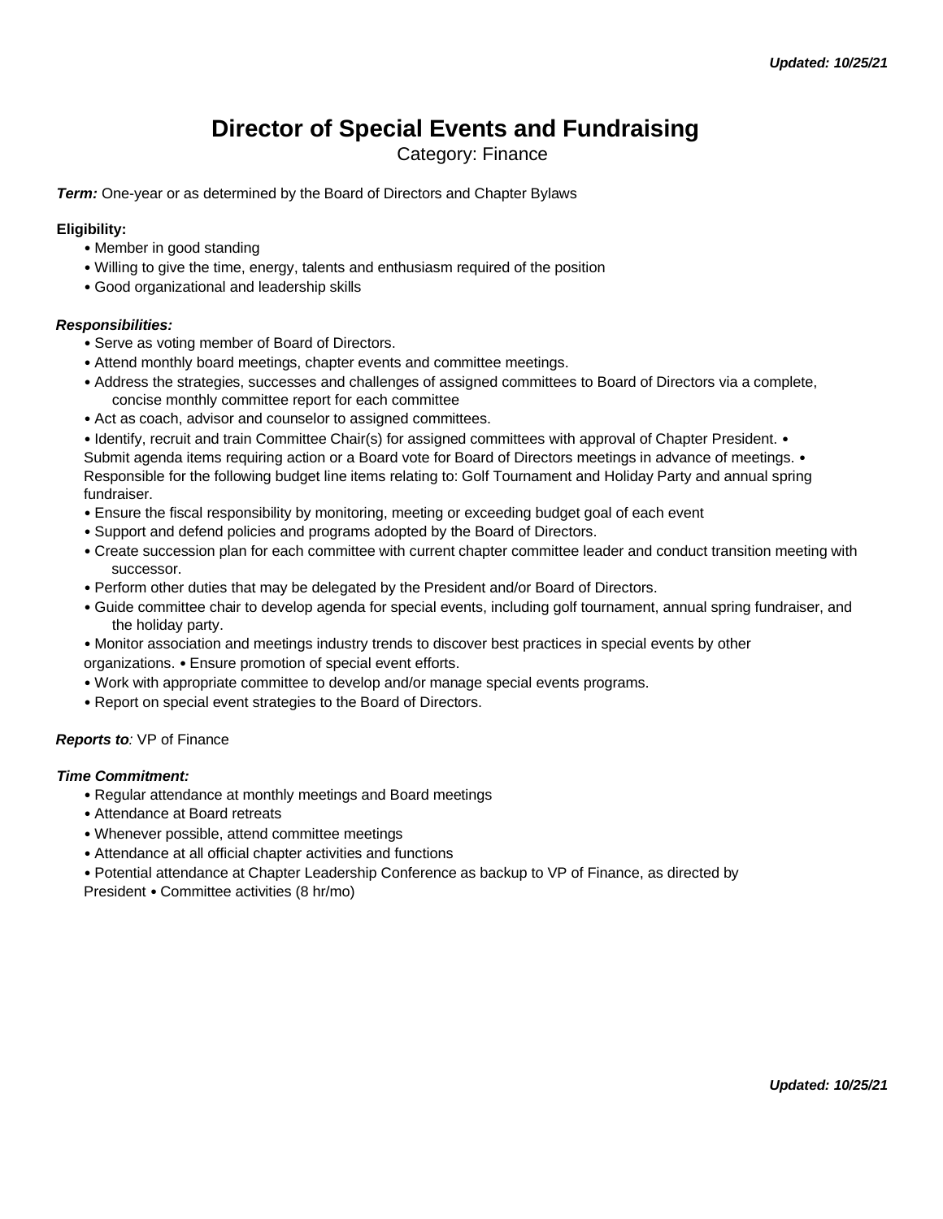# Director of Special Events and Fundraising

Category: Finance

***Term:*** One-year or as determined by the Board of Directors and Chapter Bylaws

**Eligibility:**

- Member in good standing
- Willing to give the time, energy, talents and enthusiasm required of the position
- Good organizational and leadership skills

***Responsibilities:***

- Serve as voting member of Board of Directors.
- Attend monthly board meetings, chapter events and committee meetings.
- Address the strategies, successes and challenges of assigned committees to Board of Directors via a complete, concise monthly committee report for each committee
- Act as coach, advisor and counselor to assigned committees.
- Identify, recruit and train Committee Chair(s) for assigned committees with approval of Chapter President.
- Submit agenda items requiring action or a Board vote for Board of Directors meetings in advance of meetings.
- Responsible for the following budget line items relating to: Golf Tournament and Holiday Party and annual spring fundraiser.
- Ensure the fiscal responsibility by monitoring, meeting or exceeding budget goal of each event
- Support and defend policies and programs adopted by the Board of Directors.
- Create succession plan for each committee with current chapter committee leader and conduct transition meeting with successor.
- Perform other duties that may be delegated by the President and/or Board of Directors.
- Guide committee chair to develop agenda for special events, including golf tournament, annual spring fundraiser, and the holiday party.
- Monitor association and meetings industry trends to discover best practices in special events by other organizations.
- Ensure promotion of special event efforts.
- Work with appropriate committee to develop and/or manage special events programs.
- Report on special event strategies to the Board of Directors.

***Reports to****:* VP of Finance

***Time Commitment:***

- Regular attendance at monthly meetings and Board meetings
- Attendance at Board retreats
- Whenever possible, attend committee meetings
- Attendance at all official chapter activities and functions
- Potential attendance at Chapter Leadership Conference as backup to VP of Finance, as directed by President
- Committee activities (8 hr/mo)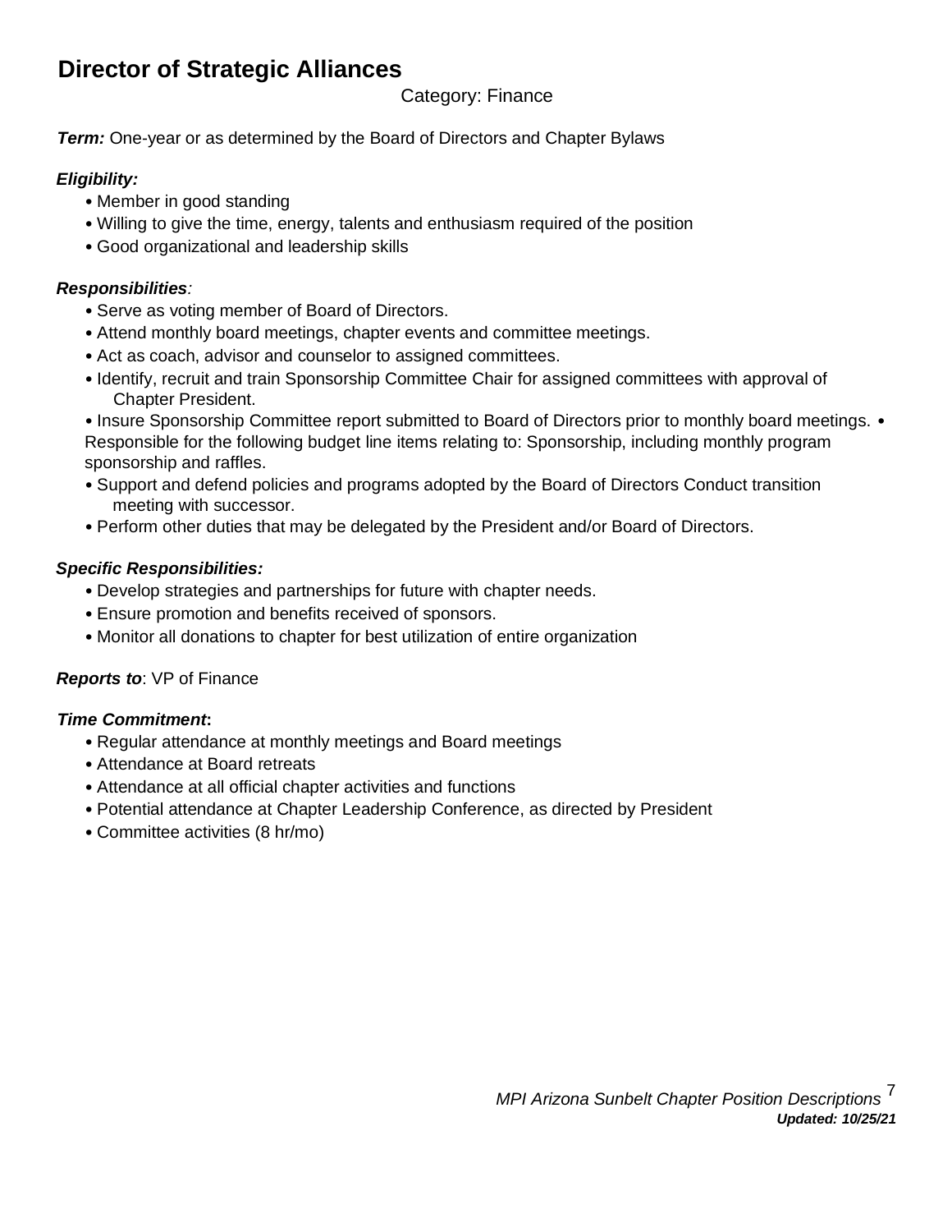# Director of Strategic Alliances

Category: Finance

***Term:*** One-year or as determined by the Board of Directors and Chapter Bylaws

***Eligibility:***

- Member in good standing
- Willing to give the time, energy, talents and enthusiasm required of the position
- Good organizational and leadership skills

***Responsibilities***:

- Serve as voting member of Board of Directors.
- Attend monthly board meetings, chapter events and committee meetings.
- Act as coach, advisor and counselor to assigned committees.
- Identify, recruit and train Sponsorship Committee Chair for assigned committees with approval of Chapter President.
- Insure Sponsorship Committee report submitted to Board of Directors prior to monthly board meetings.
- Responsible for the following budget line items relating to: Sponsorship, including monthly program sponsorship and raffles.
- Support and defend policies and programs adopted by the Board of Directors Conduct transition meeting with successor.
- Perform other duties that may be delegated by the President and/or Board of Directors.

***Specific Responsibilities:***

- Develop strategies and partnerships for future with chapter needs.
- Ensure promotion and benefits received of sponsors.
- Monitor all donations to chapter for best utilization of entire organization

***Reports to***: VP of Finance

***Time Commitment*:**

- Regular attendance at monthly meetings and Board meetings
- Attendance at Board retreats
- Attendance at all official chapter activities and functions
- Potential attendance at Chapter Leadership Conference, as directed by President
- Committee activities (8 hr/mo)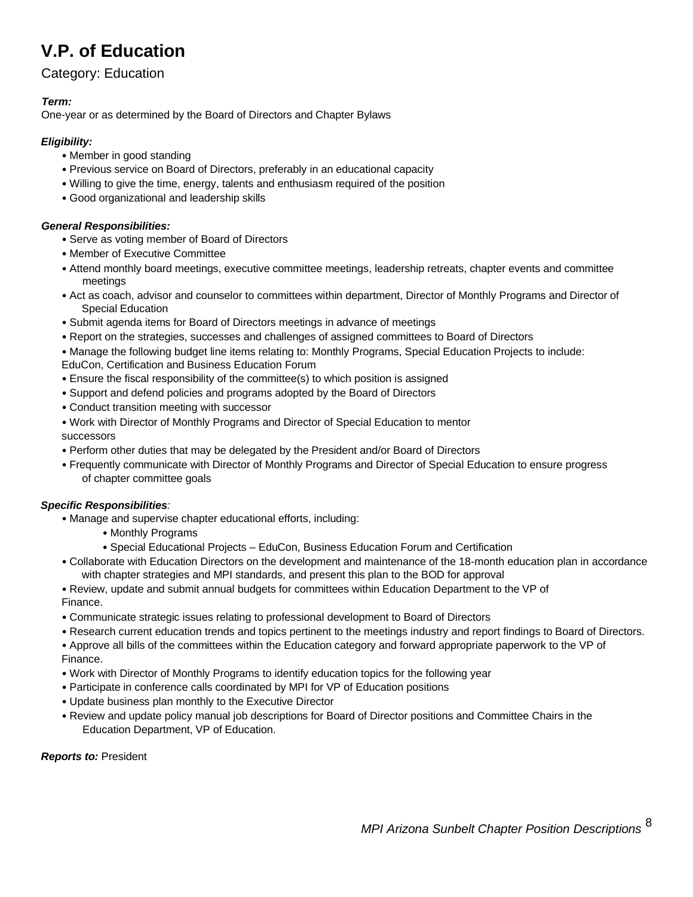# V.P. of Education

Category: Education

***Term:***
One-year or as determined by the Board of Directors and Chapter Bylaws

***Eligibility:***

- Member in good standing
- Previous service on Board of Directors, preferably in an educational capacity
- Willing to give the time, energy, talents and enthusiasm required of the position
- Good organizational and leadership skills

***General Responsibilities:***

- Serve as voting member of Board of Directors
- Member of Executive Committee
- Attend monthly board meetings, executive committee meetings, leadership retreats, chapter events and committee meetings
- Act as coach, advisor and counselor to committees within department, Director of Monthly Programs and Director of Special Education
- Submit agenda items for Board of Directors meetings in advance of meetings
- Report on the strategies, successes and challenges of assigned committees to Board of Directors
- Manage the following budget line items relating to: Monthly Programs, Special Education Projects to include: EduCon, Certification and Business Education Forum
- Ensure the fiscal responsibility of the committee(s) to which position is assigned
- Support and defend policies and programs adopted by the Board of Directors
- Conduct transition meeting with successor
- Work with Director of Monthly Programs and Director of Special Education to mentor successors
- Perform other duties that may be delegated by the President and/or Board of Directors
- Frequently communicate with Director of Monthly Programs and Director of Special Education to ensure progress of chapter committee goals

***Specific Responsibilities:***

- Manage and supervise chapter educational efforts, including:
  - Monthly Programs
  - Special Educational Projects – EduCon, Business Education Forum and Certification
- Collaborate with Education Directors on the development and maintenance of the 18-month education plan in accordance with chapter strategies and MPI standards, and present this plan to the BOD for approval
- Review, update and submit annual budgets for committees within Education Department to the VP of Finance.
- Communicate strategic issues relating to professional development to Board of Directors
- Research current education trends and topics pertinent to the meetings industry and report findings to Board of Directors.
- Approve all bills of the committees within the Education category and forward appropriate paperwork to the VP of Finance.
- Work with Director of Monthly Programs to identify education topics for the following year
- Participate in conference calls coordinated by MPI for VP of Education positions
- Update business plan monthly to the Executive Director
- Review and update policy manual job descriptions for Board of Director positions and Committee Chairs in the Education Department, VP of Education.

***Reports to:*** President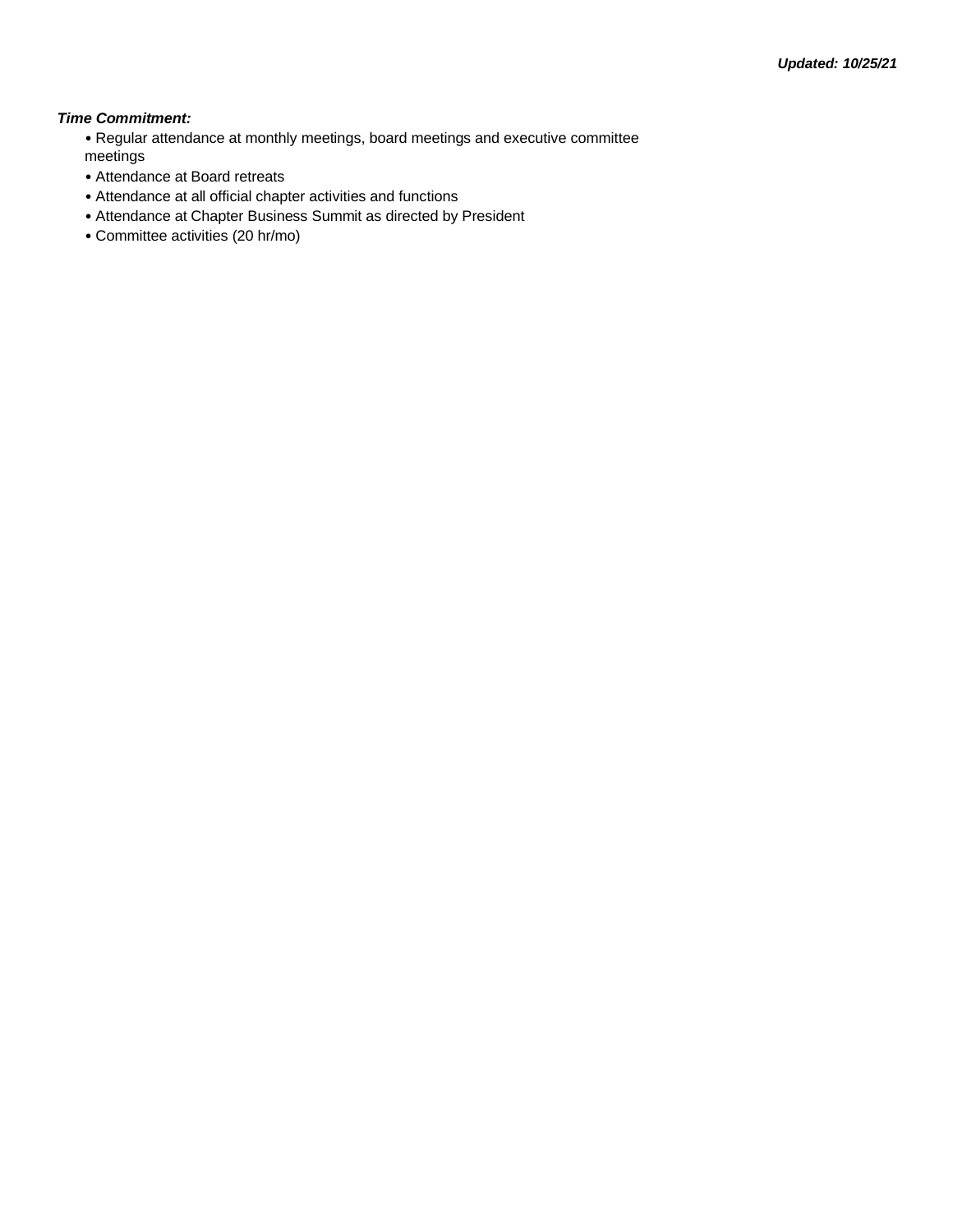***Updated: 10/25/21***

***Time Commitment:***

- Regular attendance at monthly meetings, board meetings and executive committee meetings
- Attendance at Board retreats
- Attendance at all official chapter activities and functions
- Attendance at Chapter Business Summit as directed by President
- Committee activities (20 hr/mo)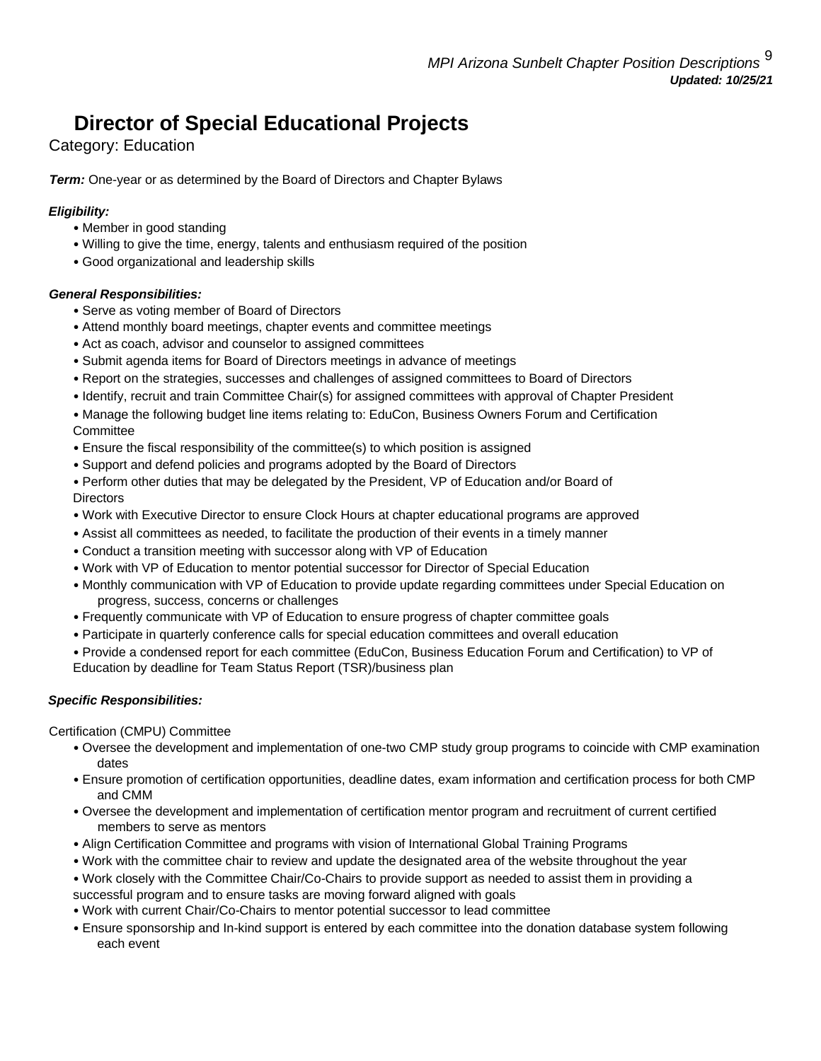# Director of Special Educational Projects

Category: Education

***Term:*** One-year or as determined by the Board of Directors and Chapter Bylaws

***Eligibility:***

- Member in good standing
- Willing to give the time, energy, talents and enthusiasm required of the position
- Good organizational and leadership skills

***General Responsibilities:***

- Serve as voting member of Board of Directors
- Attend monthly board meetings, chapter events and committee meetings
- Act as coach, advisor and counselor to assigned committees
- Submit agenda items for Board of Directors meetings in advance of meetings
- Report on the strategies, successes and challenges of assigned committees to Board of Directors
- Identify, recruit and train Committee Chair(s) for assigned committees with approval of Chapter President
- Manage the following budget line items relating to: EduCon, Business Owners Forum and Certification Committee
- Ensure the fiscal responsibility of the committee(s) to which position is assigned
- Support and defend policies and programs adopted by the Board of Directors
- Perform other duties that may be delegated by the President, VP of Education and/or Board of Directors
- Work with Executive Director to ensure Clock Hours at chapter educational programs are approved
- Assist all committees as needed, to facilitate the production of their events in a timely manner
- Conduct a transition meeting with successor along with VP of Education
- Work with VP of Education to mentor potential successor for Director of Special Education
- Monthly communication with VP of Education to provide update regarding committees under Special Education on progress, success, concerns or challenges
- Frequently communicate with VP of Education to ensure progress of chapter committee goals
- Participate in quarterly conference calls for special education committees and overall education
- Provide a condensed report for each committee (EduCon, Business Education Forum and Certification) to VP of Education by deadline for Team Status Report (TSR)/business plan

***Specific Responsibilities:***

Certification (CMPU) Committee

- Oversee the development and implementation of one-two CMP study group programs to coincide with CMP examination dates
- Ensure promotion of certification opportunities, deadline dates, exam information and certification process for both CMP and CMM
- Oversee the development and implementation of certification mentor program and recruitment of current certified members to serve as mentors
- Align Certification Committee and programs with vision of International Global Training Programs
- Work with the committee chair to review and update the designated area of the website throughout the year
- Work closely with the Committee Chair/Co-Chairs to provide support as needed to assist them in providing a successful program and to ensure tasks are moving forward aligned with goals
- Work with current Chair/Co-Chairs to mentor potential successor to lead committee
- Ensure sponsorship and In-kind support is entered by each committee into the donation database system following each event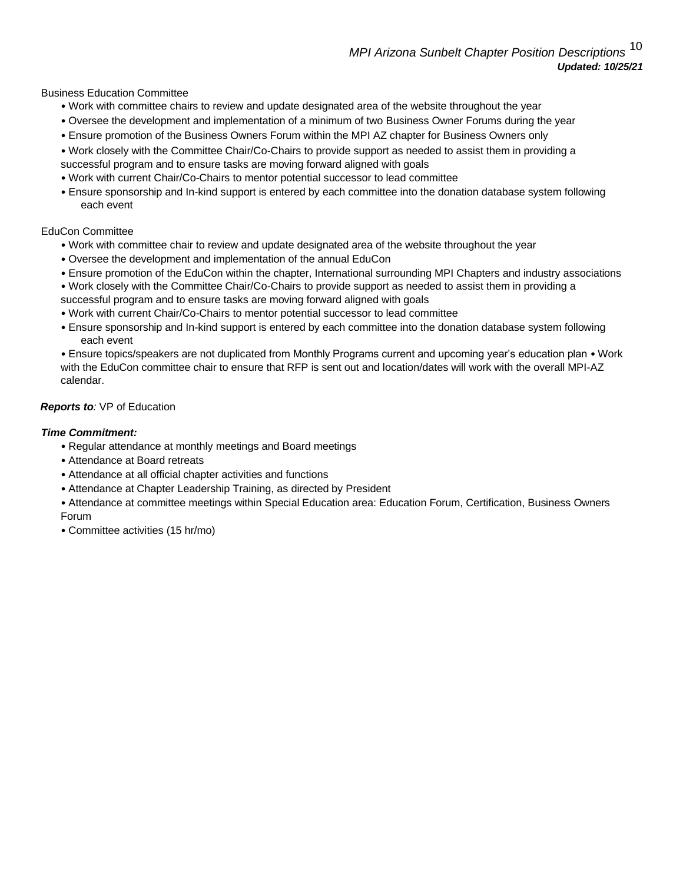Business Education Committee

- Work with committee chairs to review and update designated area of the website throughout the year
- Oversee the development and implementation of a minimum of two Business Owner Forums during the year
- Ensure promotion of the Business Owners Forum within the MPI AZ chapter for Business Owners only
- Work closely with the Committee Chair/Co-Chairs to provide support as needed to assist them in providing a successful program and to ensure tasks are moving forward aligned with goals
- Work with current Chair/Co-Chairs to mentor potential successor to lead committee
- Ensure sponsorship and In-kind support is entered by each committee into the donation database system following each event

EduCon Committee

- Work with committee chair to review and update designated area of the website throughout the year
- Oversee the development and implementation of the annual EduCon
- Ensure promotion of the EduCon within the chapter, International surrounding MPI Chapters and industry associations
- Work closely with the Committee Chair/Co-Chairs to provide support as needed to assist them in providing a successful program and to ensure tasks are moving forward aligned with goals
- Work with current Chair/Co-Chairs to mentor potential successor to lead committee
- Ensure sponsorship and In-kind support is entered by each committee into the donation database system following each event
- Ensure topics/speakers are not duplicated from Monthly Programs current and upcoming year's education plan • Work with the EduCon committee chair to ensure that RFP is sent out and location/dates will work with the overall MPI-AZ calendar.

***Reports to****:* VP of Education

***Time Commitment:***

- Regular attendance at monthly meetings and Board meetings
- Attendance at Board retreats
- Attendance at all official chapter activities and functions
- Attendance at Chapter Leadership Training, as directed by President
- Attendance at committee meetings within Special Education area: Education Forum, Certification, Business Owners Forum
- Committee activities (15 hr/mo)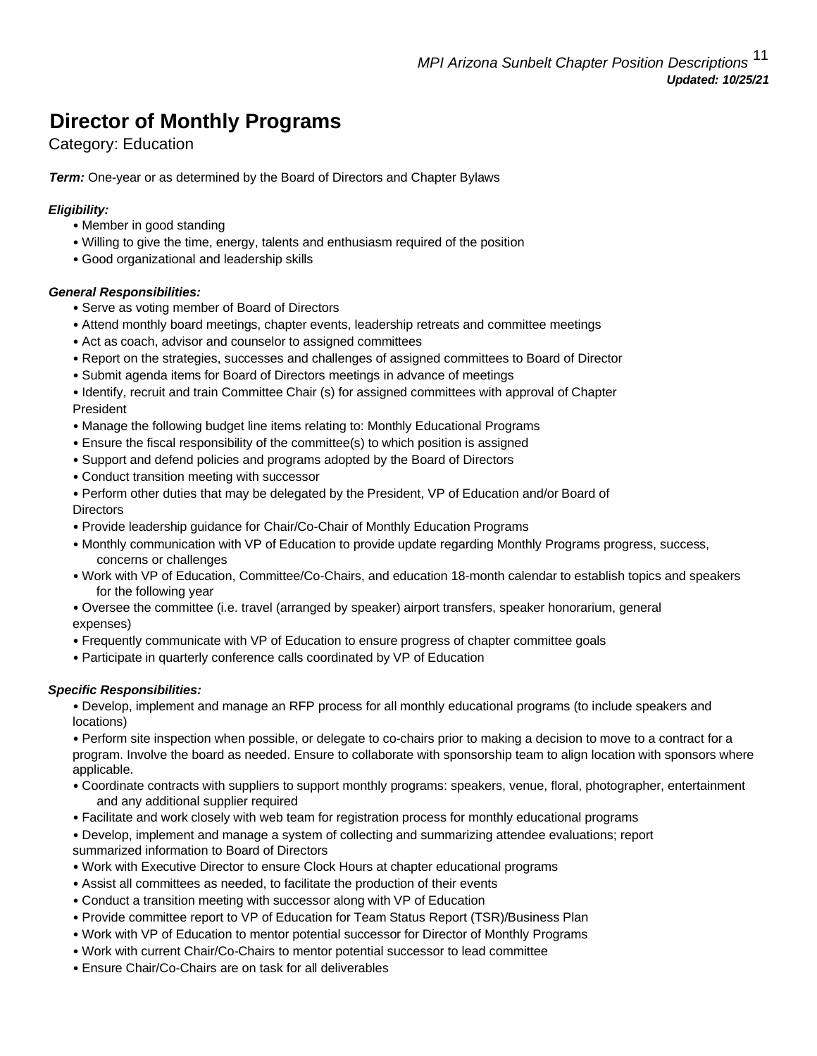# Director of Monthly Programs

Category: Education

***Term:*** One-year or as determined by the Board of Directors and Chapter Bylaws

***Eligibility:***

- Member in good standing
- Willing to give the time, energy, talents and enthusiasm required of the position
- Good organizational and leadership skills

***General Responsibilities:***

- Serve as voting member of Board of Directors
- Attend monthly board meetings, chapter events, leadership retreats and committee meetings
- Act as coach, advisor and counselor to assigned committees
- Report on the strategies, successes and challenges of assigned committees to Board of Director
- Submit agenda items for Board of Directors meetings in advance of meetings
- Identify, recruit and train Committee Chair (s) for assigned committees with approval of Chapter President
- Manage the following budget line items relating to: Monthly Educational Programs
- Ensure the fiscal responsibility of the committee(s) to which position is assigned
- Support and defend policies and programs adopted by the Board of Directors
- Conduct transition meeting with successor
- Perform other duties that may be delegated by the President, VP of Education and/or Board of Directors
- Provide leadership guidance for Chair/Co-Chair of Monthly Education Programs
- Monthly communication with VP of Education to provide update regarding Monthly Programs progress, success, concerns or challenges
- Work with VP of Education, Committee/Co-Chairs, and education 18-month calendar to establish topics and speakers for the following year
- Oversee the committee (i.e. travel (arranged by speaker) airport transfers, speaker honorarium, general expenses)
- Frequently communicate with VP of Education to ensure progress of chapter committee goals
- Participate in quarterly conference calls coordinated by VP of Education

***Specific Responsibilities:***

- Develop, implement and manage an RFP process for all monthly educational programs (to include speakers and locations)
- Perform site inspection when possible, or delegate to co-chairs prior to making a decision to move to a contract for a program. Involve the board as needed. Ensure to collaborate with sponsorship team to align location with sponsors where applicable.
- Coordinate contracts with suppliers to support monthly programs: speakers, venue, floral, photographer, entertainment and any additional supplier required
- Facilitate and work closely with web team for registration process for monthly educational programs
- Develop, implement and manage a system of collecting and summarizing attendee evaluations; report summarized information to Board of Directors
- Work with Executive Director to ensure Clock Hours at chapter educational programs
- Assist all committees as needed, to facilitate the production of their events
- Conduct a transition meeting with successor along with VP of Education
- Provide committee report to VP of Education for Team Status Report (TSR)/Business Plan
- Work with VP of Education to mentor potential successor for Director of Monthly Programs
- Work with current Chair/Co-Chairs to mentor potential successor to lead committee
- Ensure Chair/Co-Chairs are on task for all deliverables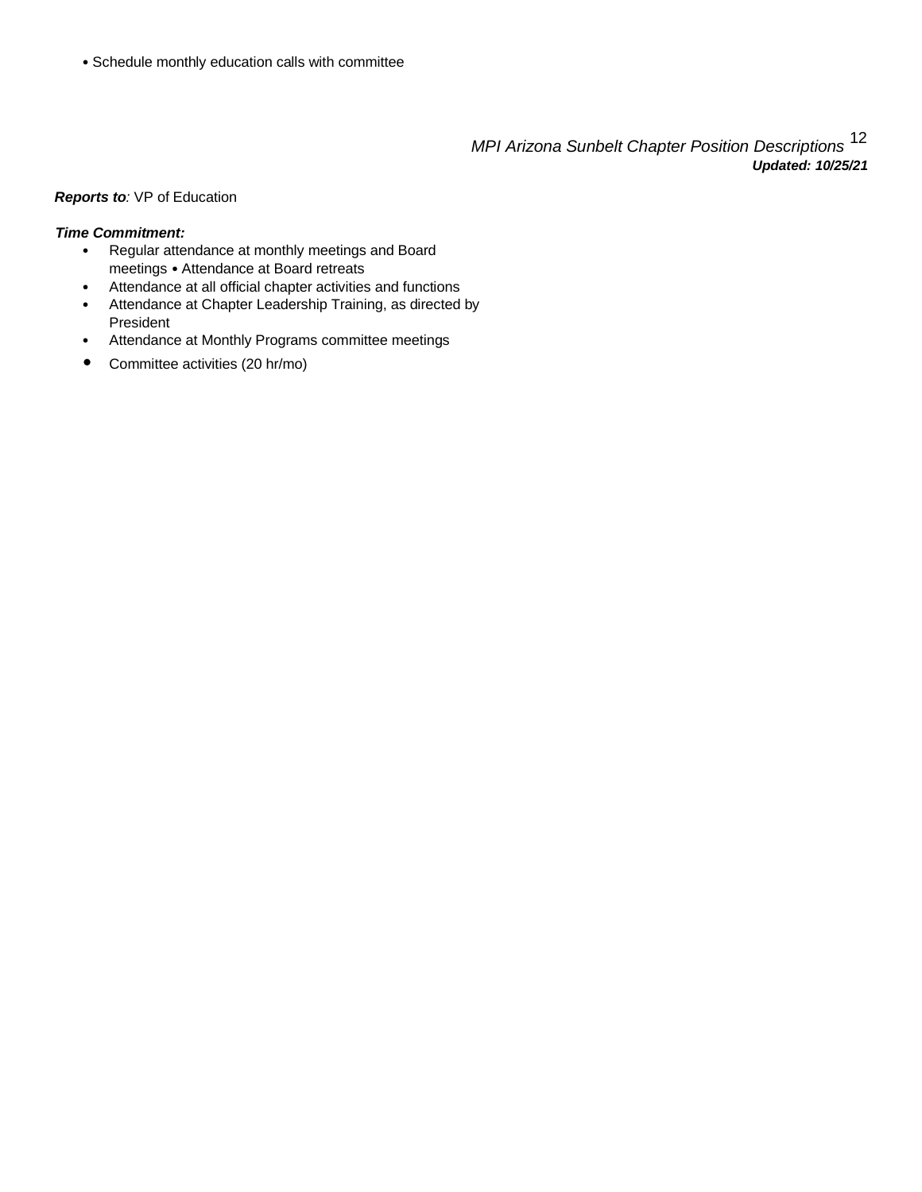- Schedule monthly education calls with committee

***Reports to****:* VP of Education

***Time Commitment:***

- Regular attendance at monthly meetings and Board meetings • Attendance at Board retreats
- Attendance at all official chapter activities and functions
- Attendance at Chapter Leadership Training, as directed by President
- Attendance at Monthly Programs committee meetings
- Committee activities (20 hr/mo)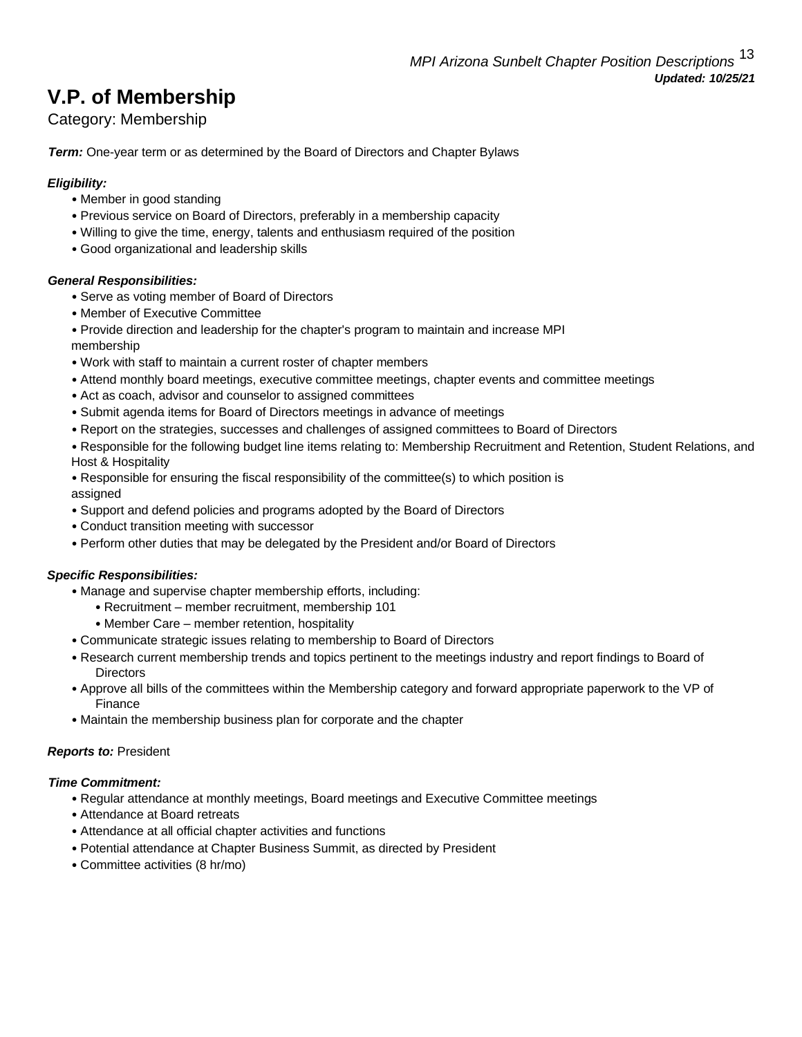# V.P. of Membership

Category: Membership

***Term:*** One-year term or as determined by the Board of Directors and Chapter Bylaws

***Eligibility:***

- Member in good standing
- Previous service on Board of Directors, preferably in a membership capacity
- Willing to give the time, energy, talents and enthusiasm required of the position
- Good organizational and leadership skills

***General Responsibilities:***

- Serve as voting member of Board of Directors
- Member of Executive Committee
- Provide direction and leadership for the chapter's program to maintain and increase MPI membership
- Work with staff to maintain a current roster of chapter members
- Attend monthly board meetings, executive committee meetings, chapter events and committee meetings
- Act as coach, advisor and counselor to assigned committees
- Submit agenda items for Board of Directors meetings in advance of meetings
- Report on the strategies, successes and challenges of assigned committees to Board of Directors
- Responsible for the following budget line items relating to: Membership Recruitment and Retention, Student Relations, and Host & Hospitality
- Responsible for ensuring the fiscal responsibility of the committee(s) to which position is assigned
- Support and defend policies and programs adopted by the Board of Directors
- Conduct transition meeting with successor
- Perform other duties that may be delegated by the President and/or Board of Directors

***Specific Responsibilities:***

- Manage and supervise chapter membership efforts, including:
  - Recruitment – member recruitment, membership 101
  - Member Care – member retention, hospitality
- Communicate strategic issues relating to membership to Board of Directors
- Research current membership trends and topics pertinent to the meetings industry and report findings to Board of Directors
- Approve all bills of the committees within the Membership category and forward appropriate paperwork to the VP of Finance
- Maintain the membership business plan for corporate and the chapter

***Reports to:*** President

***Time Commitment:***

- Regular attendance at monthly meetings, Board meetings and Executive Committee meetings
- Attendance at Board retreats
- Attendance at all official chapter activities and functions
- Potential attendance at Chapter Business Summit, as directed by President
- Committee activities (8 hr/mo)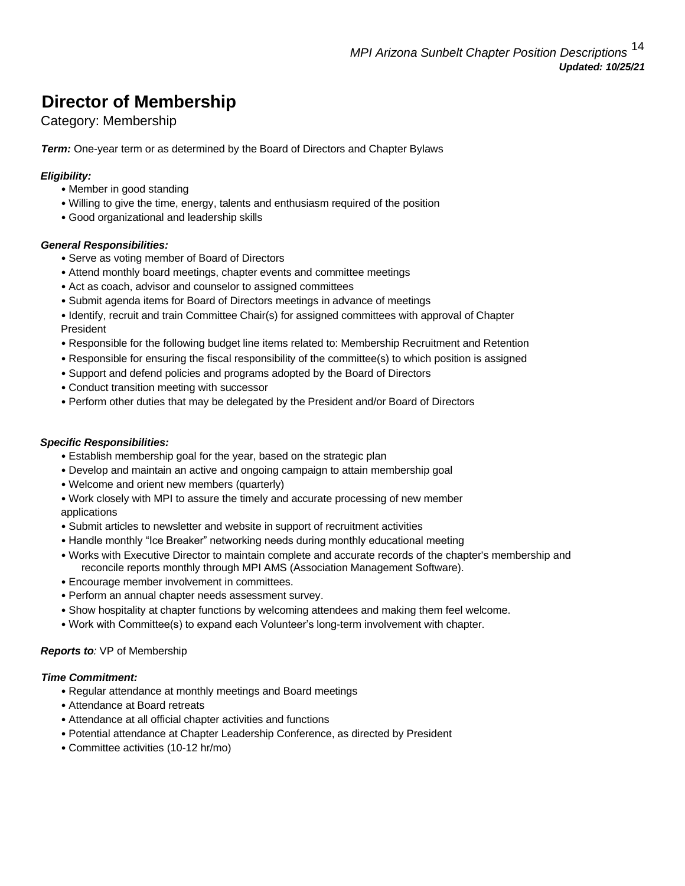# Director of Membership

Category: Membership

***Term:*** One-year term or as determined by the Board of Directors and Chapter Bylaws

***Eligibility:***

- Member in good standing
- Willing to give the time, energy, talents and enthusiasm required of the position
- Good organizational and leadership skills

***General Responsibilities:***

- Serve as voting member of Board of Directors
- Attend monthly board meetings, chapter events and committee meetings
- Act as coach, advisor and counselor to assigned committees
- Submit agenda items for Board of Directors meetings in advance of meetings
- Identify, recruit and train Committee Chair(s) for assigned committees with approval of Chapter President
- Responsible for the following budget line items related to: Membership Recruitment and Retention
- Responsible for ensuring the fiscal responsibility of the committee(s) to which position is assigned
- Support and defend policies and programs adopted by the Board of Directors
- Conduct transition meeting with successor
- Perform other duties that may be delegated by the President and/or Board of Directors

***Specific Responsibilities:***

- Establish membership goal for the year, based on the strategic plan
- Develop and maintain an active and ongoing campaign to attain membership goal
- Welcome and orient new members (quarterly)
- Work closely with MPI to assure the timely and accurate processing of new member applications
- Submit articles to newsletter and website in support of recruitment activities
- Handle monthly "Ice Breaker" networking needs during monthly educational meeting
- Works with Executive Director to maintain complete and accurate records of the chapter's membership and reconcile reports monthly through MPI AMS (Association Management Software).
- Encourage member involvement in committees.
- Perform an annual chapter needs assessment survey.
- Show hospitality at chapter functions by welcoming attendees and making them feel welcome.
- Work with Committee(s) to expand each Volunteer's long-term involvement with chapter.

***Reports to**:* VP of Membership

***Time Commitment:***

- Regular attendance at monthly meetings and Board meetings
- Attendance at Board retreats
- Attendance at all official chapter activities and functions
- Potential attendance at Chapter Leadership Conference, as directed by President
- Committee activities (10-12 hr/mo)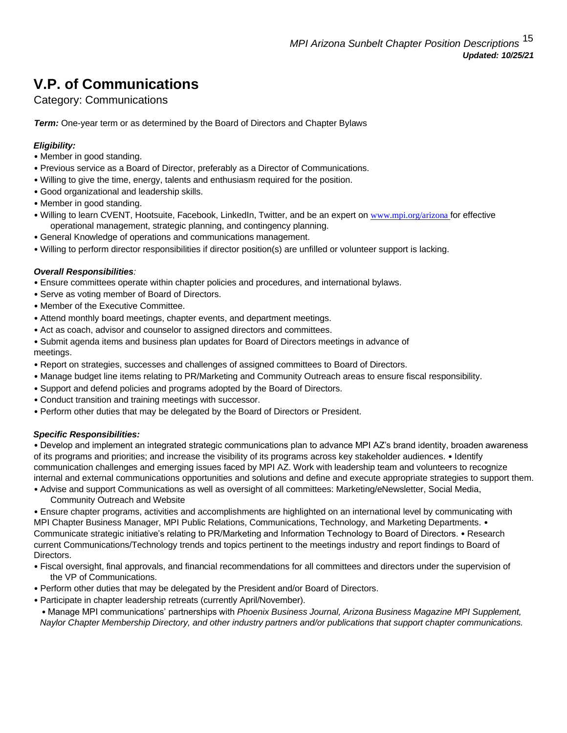# V.P. of Communications

Category: Communications

***Term:*** One-year term or as determined by the Board of Directors and Chapter Bylaws

***Eligibility:***

- Member in good standing.
- Previous service as a Board of Director, preferably as a Director of Communications.
- Willing to give the time, energy, talents and enthusiasm required for the position.
- Good organizational and leadership skills.
- Member in good standing.
- Willing to learn CVENT, Hootsuite, Facebook, LinkedIn, Twitter, and be an expert on www.mpi.org/arizona for effective operational management, strategic planning, and contingency planning.
- General Knowledge of operations and communications management.
- Willing to perform director responsibilities if director position(s) are unfilled or volunteer support is lacking.

***Overall Responsibilities**:*

- Ensure committees operate within chapter policies and procedures, and international bylaws.
- Serve as voting member of Board of Directors.
- Member of the Executive Committee.
- Attend monthly board meetings, chapter events, and department meetings.
- Act as coach, advisor and counselor to assigned directors and committees.
- Submit agenda items and business plan updates for Board of Directors meetings in advance of meetings.
- Report on strategies, successes and challenges of assigned committees to Board of Directors.
- Manage budget line items relating to PR/Marketing and Community Outreach areas to ensure fiscal responsibility.
- Support and defend policies and programs adopted by the Board of Directors.
- Conduct transition and training meetings with successor.
- Perform other duties that may be delegated by the Board of Directors or President.

***Specific Responsibilities:***

- Develop and implement an integrated strategic communications plan to advance MPI AZ's brand identity, broaden awareness of its programs and priorities; and increase the visibility of its programs across key stakeholder audiences. • Identify communication challenges and emerging issues faced by MPI AZ. Work with leadership team and volunteers to recognize internal and external communications opportunities and solutions and define and execute appropriate strategies to support them.
- Advise and support Communications as well as oversight of all committees: Marketing/eNewsletter, Social Media, Community Outreach and Website
- Ensure chapter programs, activities and accomplishments are highlighted on an international level by communicating with MPI Chapter Business Manager, MPI Public Relations, Communications, Technology, and Marketing Departments. • Communicate strategic initiative's relating to PR/Marketing and Information Technology to Board of Directors. • Research current Communications/Technology trends and topics pertinent to the meetings industry and report findings to Board of Directors.
- Fiscal oversight, final approvals, and financial recommendations for all committees and directors under the supervision of the VP of Communications.
- Perform other duties that may be delegated by the President and/or Board of Directors.
- Participate in chapter leadership retreats (currently April/November).
- Manage MPI communications' partnerships with *Phoenix Business Journal, Arizona Business Magazine MPI Supplement, Naylor Chapter Membership Directory, and other industry partners and/or publications that support chapter communications.*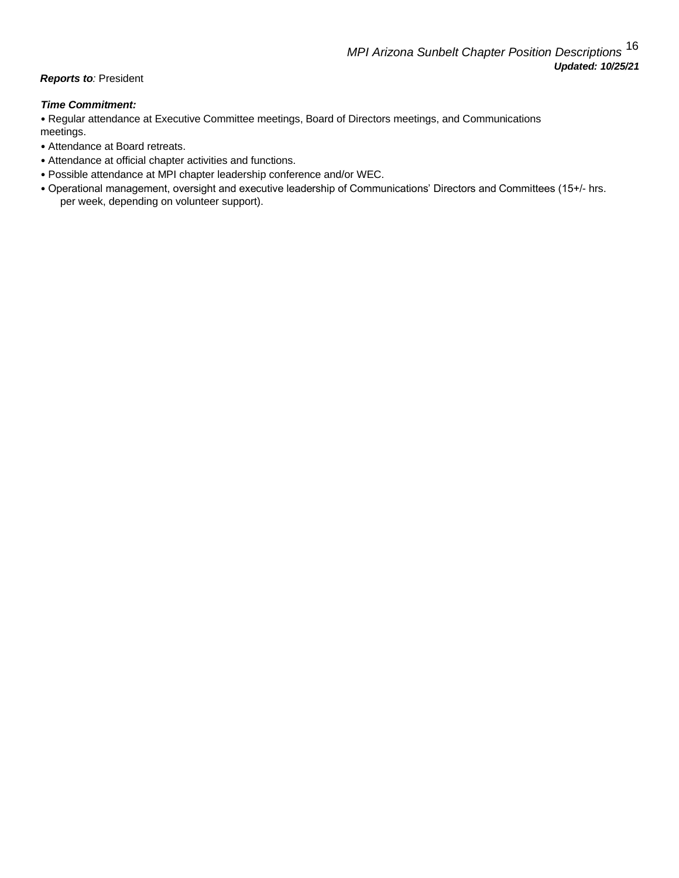***Reports to**: President*

***Time Commitment:***

- Regular attendance at Executive Committee meetings, Board of Directors meetings, and Communications meetings.
- Attendance at Board retreats.
- Attendance at official chapter activities and functions.
- Possible attendance at MPI chapter leadership conference and/or WEC.
- Operational management, oversight and executive leadership of Communications' Directors and Committees (15+/- hrs. per week, depending on volunteer support).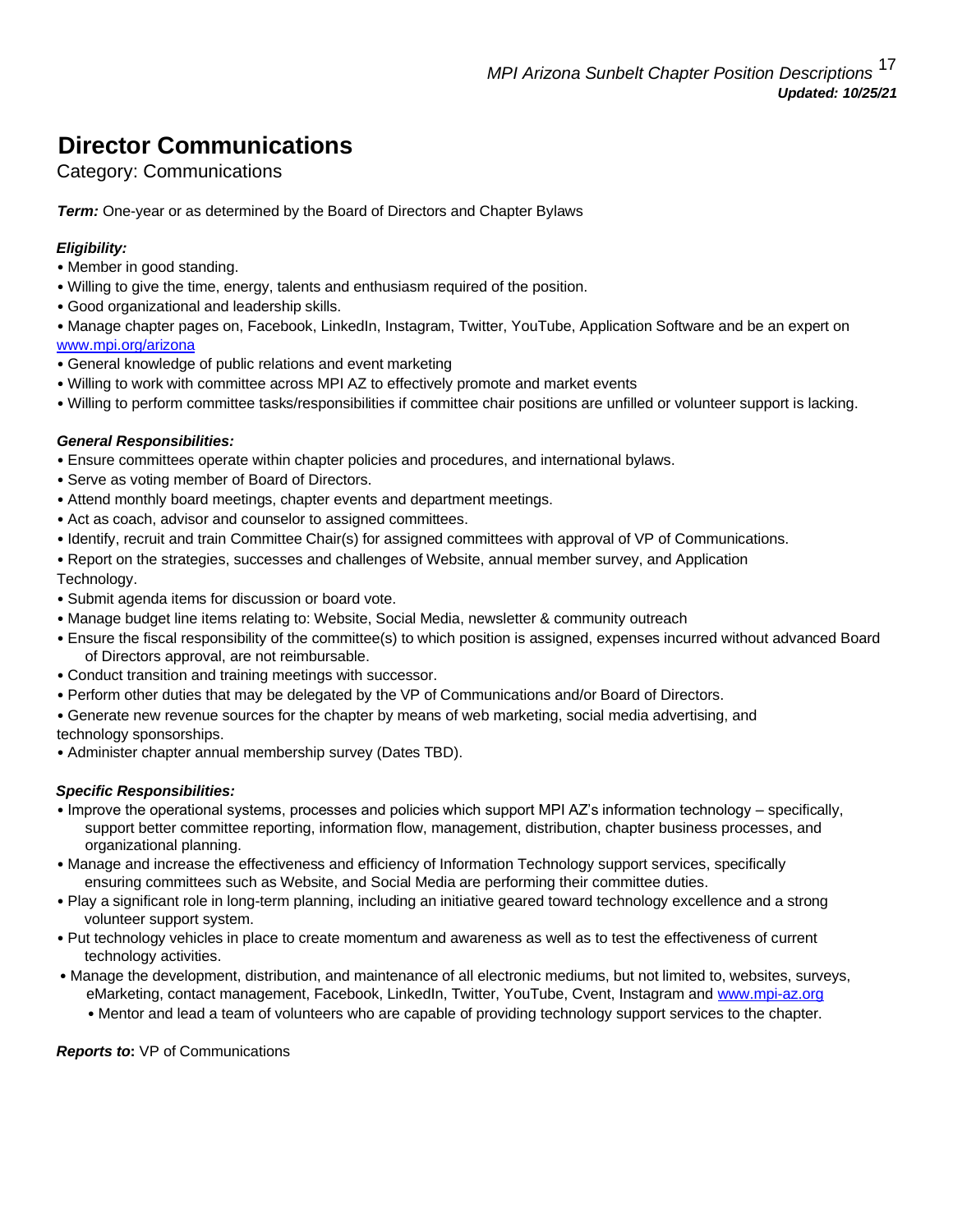# Director Communications

Category: Communications

***Term:*** One-year or as determined by the Board of Directors and Chapter Bylaws

***Eligibility:***

- Member in good standing.
- Willing to give the time, energy, talents and enthusiasm required of the position.
- Good organizational and leadership skills.
- Manage chapter pages on, Facebook, LinkedIn, Instagram, Twitter, YouTube, Application Software and be an expert on [www.mpi.org/arizona](www.mpi.org/arizona)
- General knowledge of public relations and event marketing
- Willing to work with committee across MPI AZ to effectively promote and market events
- Willing to perform committee tasks/responsibilities if committee chair positions are unfilled or volunteer support is lacking.

***General Responsibilities:***

- Ensure committees operate within chapter policies and procedures, and international bylaws.
- Serve as voting member of Board of Directors.
- Attend monthly board meetings, chapter events and department meetings.
- Act as coach, advisor and counselor to assigned committees.
- Identify, recruit and train Committee Chair(s) for assigned committees with approval of VP of Communications.
- Report on the strategies, successes and challenges of Website, annual member survey, and Application Technology.
- Submit agenda items for discussion or board vote.
- Manage budget line items relating to: Website, Social Media, newsletter & community outreach
- Ensure the fiscal responsibility of the committee(s) to which position is assigned, expenses incurred without advanced Board of Directors approval, are not reimbursable.
- Conduct transition and training meetings with successor.
- Perform other duties that may be delegated by the VP of Communications and/or Board of Directors.
- Generate new revenue sources for the chapter by means of web marketing, social media advertising, and technology sponsorships.
- Administer chapter annual membership survey (Dates TBD).

***Specific Responsibilities:***

- Improve the operational systems, processes and policies which support MPI AZ's information technology – specifically, support better committee reporting, information flow, management, distribution, chapter business processes, and organizational planning.
- Manage and increase the effectiveness and efficiency of Information Technology support services, specifically ensuring committees such as Website, and Social Media are performing their committee duties.
- Play a significant role in long-term planning, including an initiative geared toward technology excellence and a strong volunteer support system.
- Put technology vehicles in place to create momentum and awareness as well as to test the effectiveness of current technology activities.
- Manage the development, distribution, and maintenance of all electronic mediums, but not limited to, websites, surveys, eMarketing, contact management, Facebook, LinkedIn, Twitter, YouTube, Cvent, Instagram and [www.mpi-az.org](www.mpi-az.org)
  - Mentor and lead a team of volunteers who are capable of providing technology support services to the chapter.

***Reports to*:** VP of Communications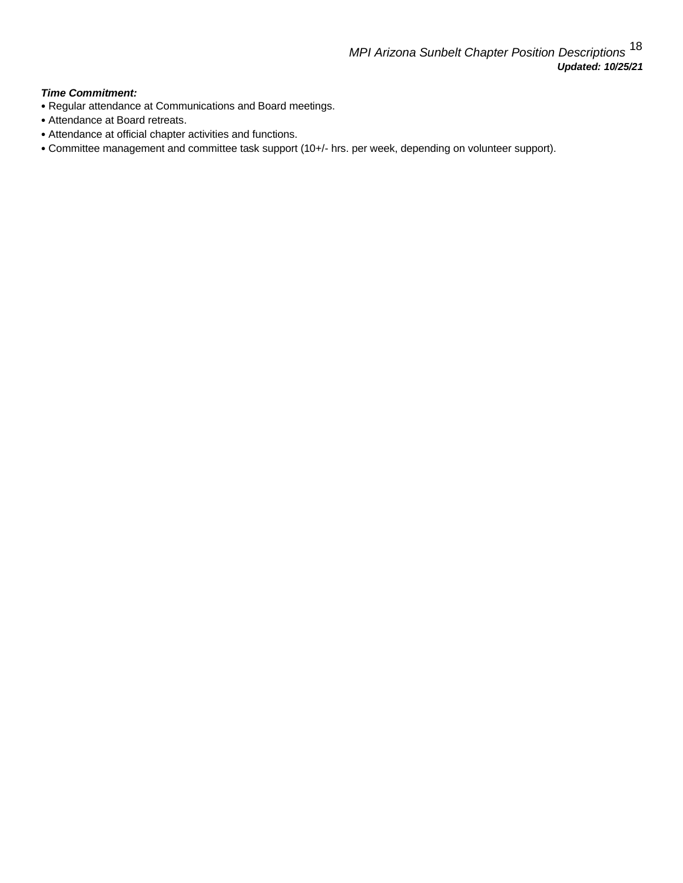***Time Commitment:***

- Regular attendance at Communications and Board meetings.
- Attendance at Board retreats.
- Attendance at official chapter activities and functions.
- Committee management and committee task support (10+/- hrs. per week, depending on volunteer support).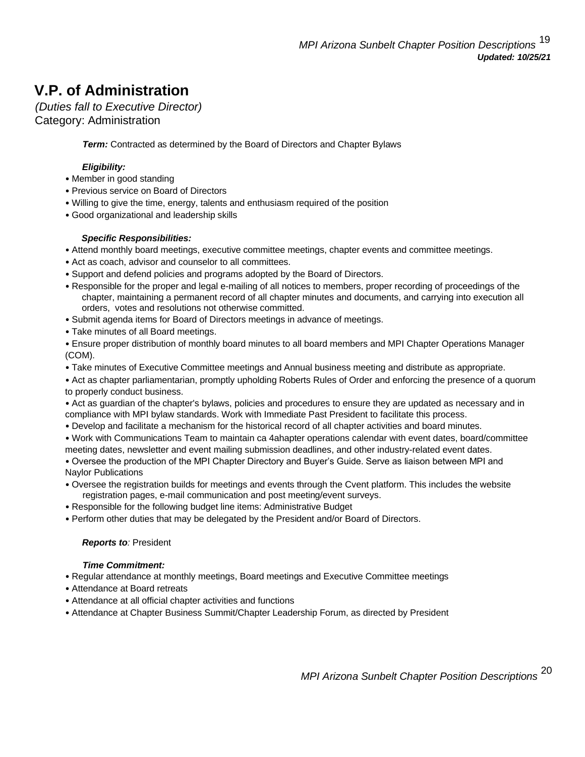# V.P. of Administration

*(Duties fall to Executive Director)*

Category: Administration

***Term:*** Contracted as determined by the Board of Directors and Chapter Bylaws

***Eligibility:***

- Member in good standing
- Previous service on Board of Directors
- Willing to give the time, energy, talents and enthusiasm required of the position
- Good organizational and leadership skills

***Specific Responsibilities:***

- Attend monthly board meetings, executive committee meetings, chapter events and committee meetings.
- Act as coach, advisor and counselor to all committees.
- Support and defend policies and programs adopted by the Board of Directors.
- Responsible for the proper and legal e-mailing of all notices to members, proper recording of proceedings of the chapter, maintaining a permanent record of all chapter minutes and documents, and carrying into execution all orders, votes and resolutions not otherwise committed.
- Submit agenda items for Board of Directors meetings in advance of meetings.
- Take minutes of all Board meetings.
- Ensure proper distribution of monthly board minutes to all board members and MPI Chapter Operations Manager (COM).
- Take minutes of Executive Committee meetings and Annual business meeting and distribute as appropriate.
- Act as chapter parliamentarian, promptly upholding Roberts Rules of Order and enforcing the presence of a quorum to properly conduct business.
- Act as guardian of the chapter's bylaws, policies and procedures to ensure they are updated as necessary and in compliance with MPI bylaw standards. Work with Immediate Past President to facilitate this process.
- Develop and facilitate a mechanism for the historical record of all chapter activities and board minutes.
- Work with Communications Team to maintain ca 4ahapter operations calendar with event dates, board/committee meeting dates, newsletter and event mailing submission deadlines, and other industry-related event dates.
- Oversee the production of the MPI Chapter Directory and Buyer's Guide. Serve as liaison between MPI and Naylor Publications
- Oversee the registration builds for meetings and events through the Cvent platform. This includes the website registration pages, e-mail communication and post meeting/event surveys.
- Responsible for the following budget line items: Administrative Budget
- Perform other duties that may be delegated by the President and/or Board of Directors.

***Reports to****:* President

***Time Commitment:***

- Regular attendance at monthly meetings, Board meetings and Executive Committee meetings
- Attendance at Board retreats
- Attendance at all official chapter activities and functions
- Attendance at Chapter Business Summit/Chapter Leadership Forum, as directed by President